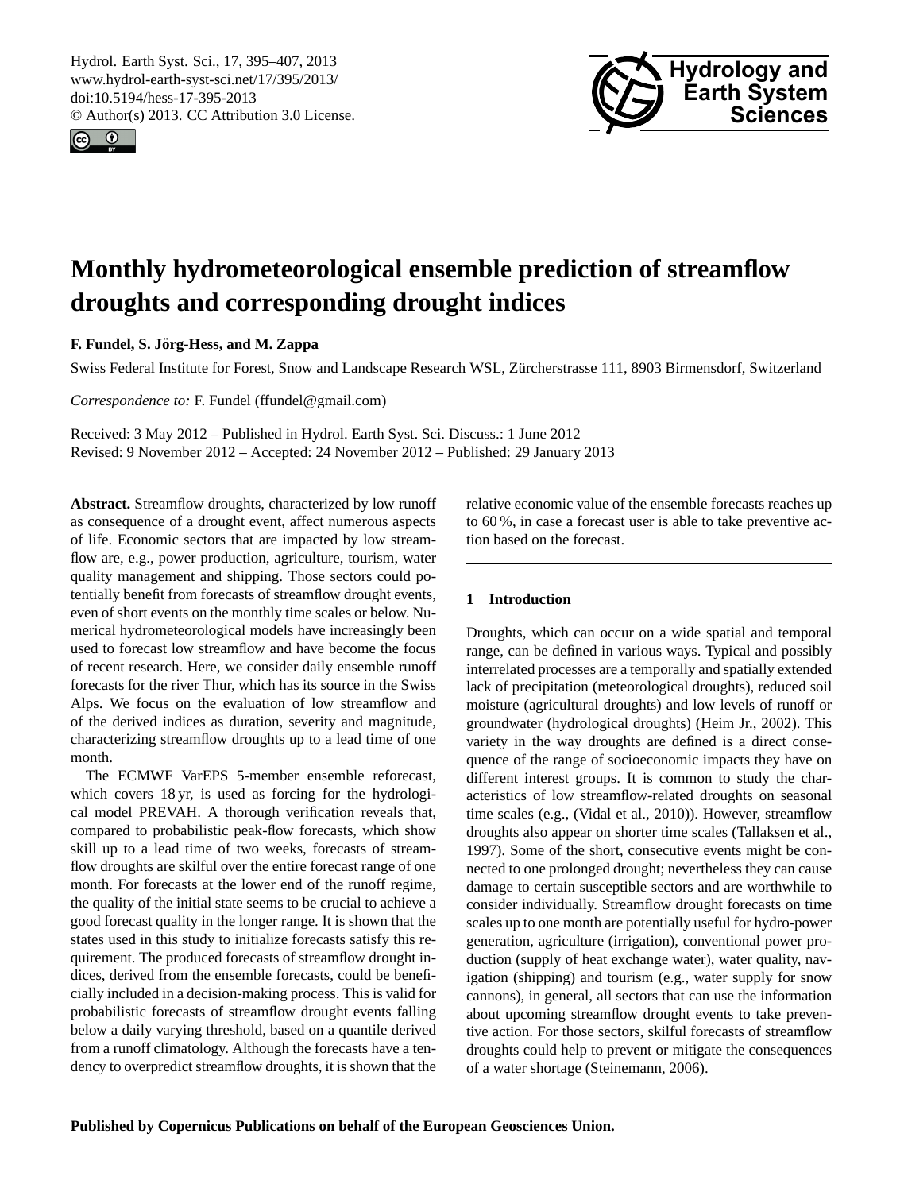# Monthly hydrometeorological ensemble prediction of streamflow droughts and corresponding drought indices

**F. Fundel, S. Jörg-Hess, and M. Zappa**

Swiss Federal Institute for Forest, Snow and Landscape Research WSL, Zürcherstrasse 111, 8903 Birmensdorf, Switzerland

*Correspondence to:* F. Fundel (ffundel@gmail.com)

Received: 3 May 2012 – Published in Hydrol. Earth Syst. Sci. Discuss.: 1 June 2012
Revised: 9 November 2012 – Accepted: 24 November 2012 – Published: 29 January 2013

**Abstract.** Streamflow droughts, characterized by low runoff as consequence of a drought event, affect numerous aspects of life. Economic sectors that are impacted by low streamflow are, e.g., power production, agriculture, tourism, water quality management and shipping. Those sectors could potentially benefit from forecasts of streamflow drought events, even of short events on the monthly time scales or below. Numerical hydrometeorological models have increasingly been used to forecast low streamflow and have become the focus of recent research. Here, we consider daily ensemble runoff forecasts for the river Thur, which has its source in the Swiss Alps. We focus on the evaluation of low streamflow and of the derived indices as duration, severity and magnitude, characterizing streamflow droughts up to a lead time of one month.

The ECMWF VarEPS 5-member ensemble reforecast, which covers 18 yr, is used as forcing for the hydrological model PREVAH. A thorough verification reveals that, compared to probabilistic peak-flow forecasts, which show skill up to a lead time of two weeks, forecasts of streamflow droughts are skilful over the entire forecast range of one month. For forecasts at the lower end of the runoff regime, the quality of the initial state seems to be crucial to achieve a good forecast quality in the longer range. It is shown that the states used in this study to initialize forecasts satisfy this requirement. The produced forecasts of streamflow drought indices, derived from the ensemble forecasts, could be beneficially included in a decision-making process. This is valid for probabilistic forecasts of streamflow drought events falling below a daily varying threshold, based on a quantile derived from a runoff climatology. Although the forecasts have a tendency to overpredict streamflow droughts, it is shown that the relative economic value of the ensemble forecasts reaches up to 60 %, in case a forecast user is able to take preventive action based on the forecast.

## 1 Introduction

Droughts, which can occur on a wide spatial and temporal range, can be defined in various ways. Typical and possibly interrelated processes are a temporally and spatially extended lack of precipitation (meteorological droughts), reduced soil moisture (agricultural droughts) and low levels of runoff or groundwater (hydrological droughts) (Heim Jr., 2002). This variety in the way droughts are defined is a direct consequence of the range of socioeconomic impacts they have on different interest groups. It is common to study the characteristics of low streamflow-related droughts on seasonal time scales (e.g., (Vidal et al., 2010)). However, streamflow droughts also appear on shorter time scales (Tallaksen et al., 1997). Some of the short, consecutive events might be connected to one prolonged drought; nevertheless they can cause damage to certain susceptible sectors and are worthwhile to consider individually. Streamflow drought forecasts on time scales up to one month are potentially useful for hydro-power generation, agriculture (irrigation), conventional power production (supply of heat exchange water), water quality, navigation (shipping) and tourism (e.g., water supply for snow cannons), in general, all sectors that can use the information about upcoming streamflow drought events to take preventive action. For those sectors, skilful forecasts of streamflow droughts could help to prevent or mitigate the consequences of a water shortage (Steinemann, 2006).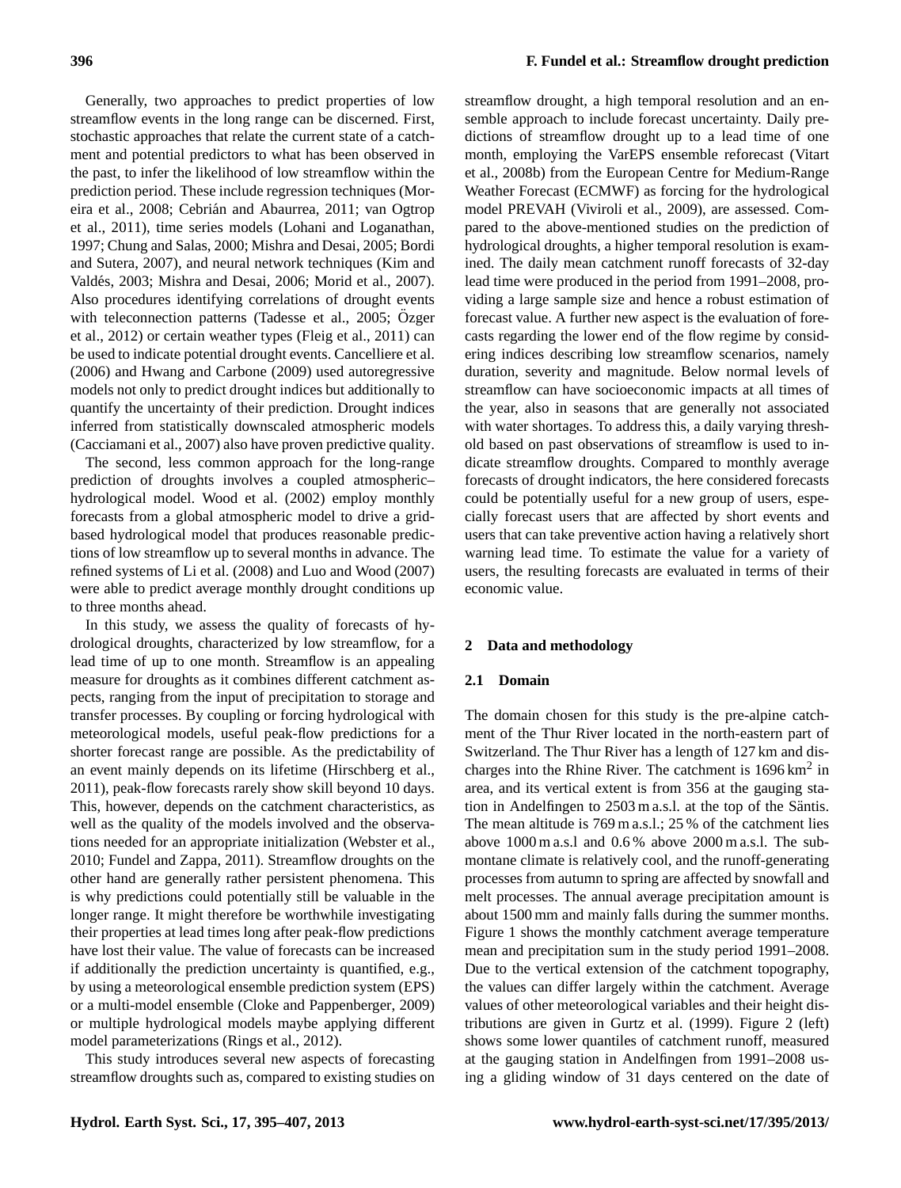Generally, two approaches to predict properties of low streamflow events in the long range can be discerned. First, stochastic approaches that relate the current state of a catchment and potential predictors to what has been observed in the past, to infer the likelihood of low streamflow within the prediction period. These include regression techniques (Moreira et al., 2008; Cebrián and Abaurrea, 2011; van Ogtrop et al., 2011), time series models (Lohani and Loganathan, 1997; Chung and Salas, 2000; Mishra and Desai, 2005; Bordi and Sutera, 2007), and neural network techniques (Kim and Valdés, 2003; Mishra and Desai, 2006; Morid et al., 2007). Also procedures identifying correlations of drought events with teleconnection patterns (Tadesse et al., 2005; Özger et al., 2012) or certain weather types (Fleig et al., 2011) can be used to indicate potential drought events. Cancelliere et al. (2006) and Hwang and Carbone (2009) used autoregressive models not only to predict drought indices but additionally to quantify the uncertainty of their prediction. Drought indices inferred from statistically downscaled atmospheric models (Cacciamani et al., 2007) also have proven predictive quality.

The second, less common approach for the long-range prediction of droughts involves a coupled atmospheric–hydrological model. Wood et al. (2002) employ monthly forecasts from a global atmospheric model to drive a grid-based hydrological model that produces reasonable predictions of low streamflow up to several months in advance. The refined systems of Li et al. (2008) and Luo and Wood (2007) were able to predict average monthly drought conditions up to three months ahead.

In this study, we assess the quality of forecasts of hydrological droughts, characterized by low streamflow, for a lead time of up to one month. Streamflow is an appealing measure for droughts as it combines different catchment aspects, ranging from the input of precipitation to storage and transfer processes. By coupling or forcing hydrological with meteorological models, useful peak-flow predictions for a shorter forecast range are possible. As the predictability of an event mainly depends on its lifetime (Hirschberg et al., 2011), peak-flow forecasts rarely show skill beyond 10 days. This, however, depends on the catchment characteristics, as well as the quality of the models involved and the observations needed for an appropriate initialization (Webster et al., 2010; Fundel and Zappa, 2011). Streamflow droughts on the other hand are generally rather persistent phenomena. This is why predictions could potentially still be valuable in the longer range. It might therefore be worthwhile investigating their properties at lead times long after peak-flow predictions have lost their value. The value of forecasts can be increased if additionally the prediction uncertainty is quantified, e.g., by using a meteorological ensemble prediction system (EPS) or a multi-model ensemble (Cloke and Pappenberger, 2009) or multiple hydrological models maybe applying different model parameterizations (Rings et al., 2012).

This study introduces several new aspects of forecasting streamflow droughts such as, compared to existing studies on streamflow drought, a high temporal resolution and an ensemble approach to include forecast uncertainty. Daily predictions of streamflow drought up to a lead time of one month, employing the VarEPS ensemble reforecast (Vitart et al., 2008b) from the European Centre for Medium-Range Weather Forecast (ECMWF) as forcing for the hydrological model PREVAH (Viviroli et al., 2009), are assessed. Compared to the above-mentioned studies on the prediction of hydrological droughts, a higher temporal resolution is examined. The daily mean catchment runoff forecasts of 32-day lead time were produced in the period from 1991–2008, providing a large sample size and hence a robust estimation of forecast value. A further new aspect is the evaluation of forecasts regarding the lower end of the flow regime by considering indices describing low streamflow scenarios, namely duration, severity and magnitude. Below normal levels of streamflow can have socioeconomic impacts at all times of the year, also in seasons that are generally not associated with water shortages. To address this, a daily varying threshold based on past observations of streamflow is used to indicate streamflow droughts. Compared to monthly average forecasts of drought indicators, the here considered forecasts could be potentially useful for a new group of users, especially forecast users that are affected by short events and users that can take preventive action having a relatively short warning lead time. To estimate the value for a variety of users, the resulting forecasts are evaluated in terms of their economic value.

## 2 Data and methodology

### 2.1 Domain

The domain chosen for this study is the pre-alpine catchment of the Thur River located in the north-eastern part of Switzerland. The Thur River has a length of 127 km and discharges into the Rhine River. The catchment is 1696 $km^2$ in area, and its vertical extent is from 356 at the gauging station in Andelfingen to 2503 m a.s.l. at the top of the Säntis. The mean altitude is 769 m a.s.l.; 25 % of the catchment lies above 1000 m a.s.l and 0.6 % above 2000 m a.s.l. The submontane climate is relatively cool, and the runoff-generating processes from autumn to spring are affected by snowfall and melt processes. The annual average precipitation amount is about 1500 mm and mainly falls during the summer months. Figure 1 shows the monthly catchment average temperature mean and precipitation sum in the study period 1991–2008. Due to the vertical extension of the catchment topography, the values can differ largely within the catchment. Average values of other meteorological variables and their height distributions are given in Gurtz et al. (1999). Figure 2 (left) shows some lower quantiles of catchment runoff, measured at the gauging station in Andelfingen from 1991–2008 using a gliding window of 31 days centered on the date of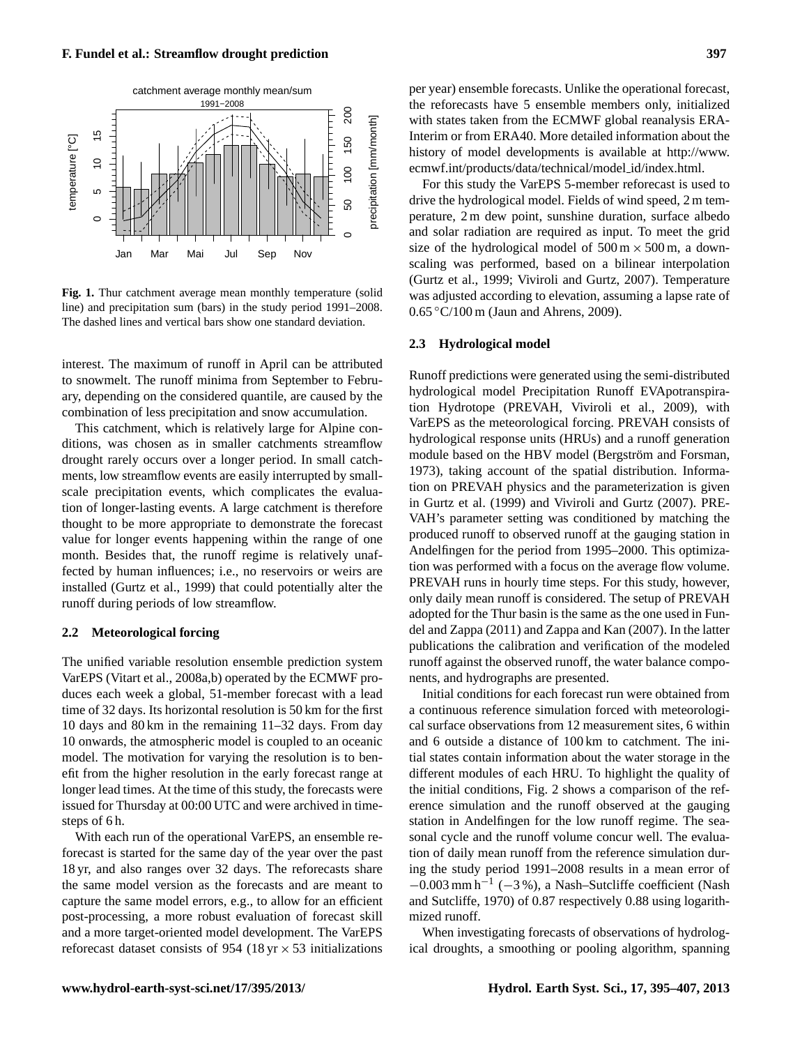**Fig. 1.** Thur catchment average mean monthly temperature (solid line) and precipitation sum (bars) in the study period 1991–2008. The dashed lines and vertical bars show one standard deviation.

interest. The maximum of runoff in April can be attributed to snowmelt. The runoff minima from September to February, depending on the considered quantile, are caused by the combination of less precipitation and snow accumulation.

This catchment, which is relatively large for Alpine conditions, was chosen as in smaller catchments streamflow drought rarely occurs over a longer period. In small catchments, low streamflow events are easily interrupted by small-scale precipitation events, which complicates the evaluation of longer-lasting events. A large catchment is therefore thought to be more appropriate to demonstrate the forecast value for longer events happening within the range of one month. Besides that, the runoff regime is relatively unaffected by human influences; i.e., no reservoirs or weirs are installed (Gurtz et al., 1999) that could potentially alter the runoff during periods of low streamflow.

### 2.2 Meteorological forcing

The unified variable resolution ensemble prediction system VarEPS (Vitart et al., 2008a,b) operated by the ECMWF produces each week a global, 51-member forecast with a lead time of 32 days. Its horizontal resolution is 50 km for the first 10 days and 80 km in the remaining 11–32 days. From day 10 onwards, the atmospheric model is coupled to an oceanic model. The motivation for varying the resolution is to benefit from the higher resolution in the early forecast range at longer lead times. At the time of this study, the forecasts were issued for Thursday at 00:00 UTC and were archived in timesteps of 6 h.

With each run of the operational VarEPS, an ensemble reforecast is started for the same day of the year over the past 18 yr, and also ranges over 32 days. The reforecasts share the same model version as the forecasts and are meant to capture the same model errors, e.g., to allow for an efficient post-processing, a more robust evaluation of forecast skill and a more target-oriented model development. The VarEPS reforecast dataset consists of 954 (18 yr $\times$ 53 initializations per year) ensemble forecasts. Unlike the operational forecast, the reforecasts have 5 ensemble members only, initialized with states taken from the ECMWF global reanalysis ERA-Interim or from ERA40. More detailed information about the history of model developments is available at http://www.ecmwf.int/products/data/technical/model_id/index.html.

For this study the VarEPS 5-member reforecast is used to drive the hydrological model. Fields of wind speed, 2 m temperature, 2 m dew point, sunshine duration, surface albedo and solar radiation are required as input. To meet the grid size of the hydrological model of $500\,\text{m} \times 500\,\text{m}$, a downscaling was performed, based on a bilinear interpolation (Gurtz et al., 1999; Viviroli and Gurtz, 2007). Temperature was adjusted according to elevation, assuming a lapse rate of $0.65\,^{\circ}\text{C}/100\,\text{m}$ (Jaun and Ahrens, 2009).

### 2.3 Hydrological model

Runoff predictions were generated using the semi-distributed hydrological model Precipitation Runoff EVApotranspiration Hydrotope (PREVAH, Viviroli et al., 2009), with VarEPS as the meteorological forcing. PREVAH consists of hydrological response units (HRUs) and a runoff generation module based on the HBV model (Bergström and Forsman, 1973), taking account of the spatial distribution. Information on PREVAH physics and the parameterization is given in Gurtz et al. (1999) and Viviroli and Gurtz (2007). PREVAH's parameter setting was conditioned by matching the produced runoff to observed runoff at the gauging station in Andelfingen for the period from 1995–2000. This optimization was performed with a focus on the average flow volume. PREVAH runs in hourly time steps. For this study, however, only daily mean runoff is considered. The setup of PREVAH adopted for the Thur basin is the same as the one used in Fundel and Zappa (2011) and Zappa and Kan (2007). In the latter publications the calibration and verification of the modeled runoff against the observed runoff, the water balance components, and hydrographs are presented.

Initial conditions for each forecast run were obtained from a continuous reference simulation forced with meteorological surface observations from 12 measurement sites, 6 within and 6 outside a distance of 100 km to catchment. The initial states contain information about the water storage in the different modules of each HRU. To highlight the quality of the initial conditions, Fig. 2 shows a comparison of the reference simulation and the runoff observed at the gauging station in Andelfingen for the low runoff regime. The seasonal cycle and the runoff volume concur well. The evaluation of daily mean runoff from the reference simulation during the study period 1991–2008 results in a mean error of $-0.003\,\text{mm}\,\text{h}^{-1}$ ($-3\,\%$), a Nash–Sutcliffe coefficient (Nash and Sutcliffe, 1970) of 0.87 respectively 0.88 using logarithmized runoff.

When investigating forecasts of observations of hydrological droughts, a smoothing or pooling algorithm, spanning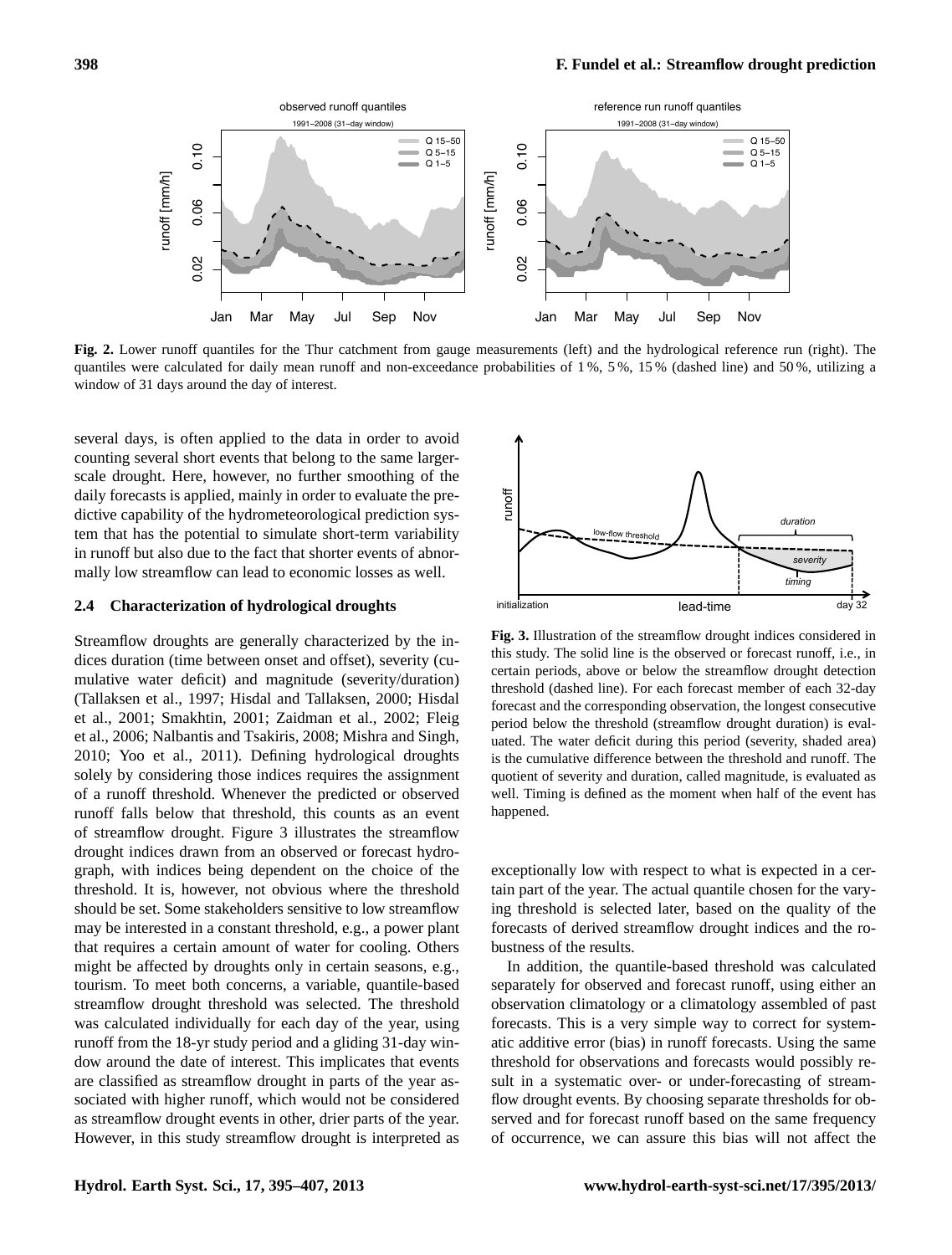**Fig. 2.** Lower runoff quantiles for the Thur catchment from gauge measurements (left) and the hydrological reference run (right). The quantiles were calculated for daily mean runoff and non-exceedance probabilities of 1 %, 5 %, 15 % (dashed line) and 50 %, utilizing a window of 31 days around the day of interest.

several days, is often applied to the data in order to avoid counting several short events that belong to the same larger-scale drought. Here, however, no further smoothing of the daily forecasts is applied, mainly in order to evaluate the predictive capability of the hydrometeorological prediction system that has the potential to simulate short-term variability in runoff but also due to the fact that shorter events of abnormally low streamflow can lead to economic losses as well.

### 2.4 Characterization of hydrological droughts

Streamflow droughts are generally characterized by the indices duration (time between onset and offset), severity (cumulative water deficit) and magnitude (severity/duration) (Tallaksen et al., 1997; Hisdal and Tallaksen, 2000; Hisdal et al., 2001; Smakhtin, 2001; Zaidman et al., 2002; Fleig et al., 2006; Nalbantis and Tsakiris, 2008; Mishra and Singh, 2010; Yoo et al., 2011). Defining hydrological droughts solely by considering those indices requires the assignment of a runoff threshold. Whenever the predicted or observed runoff falls below that threshold, this counts as an event of streamflow drought. Figure 3 illustrates the streamflow drought indices drawn from an observed or forecast hydrograph, with indices being dependent on the choice of the threshold. It is, however, not obvious where the threshold should be set. Some stakeholders sensitive to low streamflow may be interested in a constant threshold, e.g., a power plant that requires a certain amount of water for cooling. Others might be affected by droughts only in certain seasons, e.g., tourism. To meet both concerns, a variable, quantile-based streamflow drought threshold was selected. The threshold was calculated individually for each day of the year, using runoff from the 18-yr study period and a gliding 31-day window around the date of interest. This implicates that events are classified as streamflow drought in parts of the year associated with higher runoff, which would not be considered as streamflow drought events in other, drier parts of the year. However, in this study streamflow drought is interpreted as exceptionally low with respect to what is expected in a certain part of the year. The actual quantile chosen for the varying threshold is selected later, based on the quality of the forecasts of derived streamflow drought indices and the robustness of the results.

**Fig. 3.** Illustration of the streamflow drought indices considered in this study. The solid line is the observed or forecast runoff, i.e., in certain periods, above or below the streamflow drought detection threshold (dashed line). For each forecast member of each 32-day forecast and the corresponding observation, the longest consecutive period below the threshold (streamflow drought duration) is evaluated. The water deficit during this period (severity, shaded area) is the cumulative difference between the threshold and runoff. The quotient of severity and duration, called magnitude, is evaluated as well. Timing is defined as the moment when half of the event has happened.

In addition, the quantile-based threshold was calculated separately for observed and forecast runoff, using either an observation climatology or a climatology assembled of past forecasts. This is a very simple way to correct for systematic additive error (bias) in runoff forecasts. Using the same threshold for observations and forecasts would possibly result in a systematic over- or under-forecasting of streamflow drought events. By choosing separate thresholds for observed and for forecast runoff based on the same frequency of occurrence, we can assure this bias will not affect the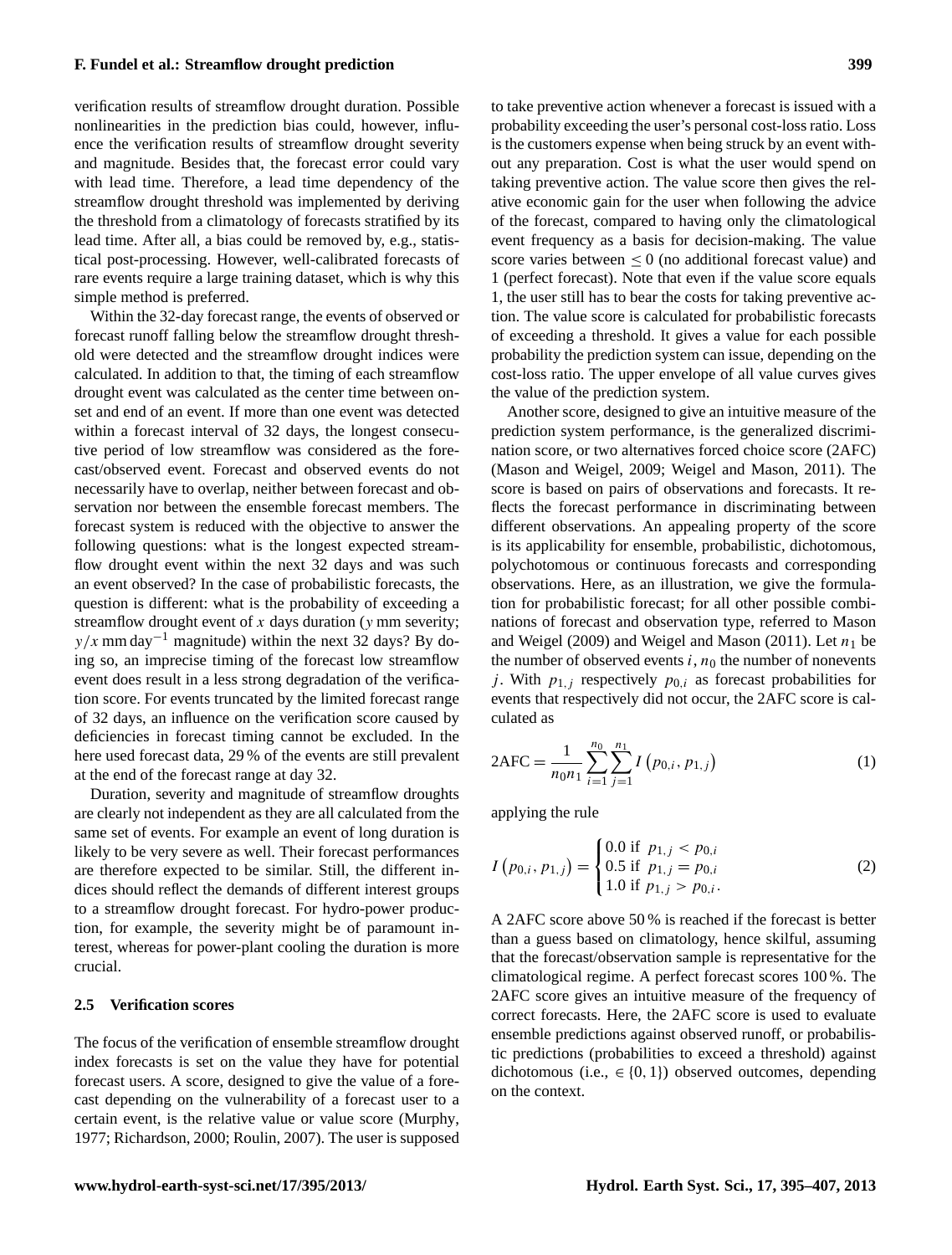verification results of streamflow drought duration. Possible nonlinearities in the prediction bias could, however, influence the verification results of streamflow drought severity and magnitude. Besides that, the forecast error could vary with lead time. Therefore, a lead time dependency of the streamflow drought threshold was implemented by deriving the threshold from a climatology of forecasts stratified by its lead time. After all, a bias could be removed by, e.g., statistical post-processing. However, well-calibrated forecasts of rare events require a large training dataset, which is why this simple method is preferred.

Within the 32-day forecast range, the events of observed or forecast runoff falling below the streamflow drought threshold were detected and the streamflow drought indices were calculated. In addition to that, the timing of each streamflow drought event was calculated as the center time between onset and end of an event. If more than one event was detected within a forecast interval of 32 days, the longest consecutive period of low streamflow was considered as the forecast/observed event. Forecast and observed events do not necessarily have to overlap, neither between forecast and observation nor between the ensemble forecast members. The forecast system is reduced with the objective to answer the following questions: what is the longest expected streamflow drought event within the next 32 days and was such an event observed? In the case of probabilistic forecasts, the question is different: what is the probability of exceeding a streamflow drought event of $x$ days duration ($y$ mm severity; $y/x$ mm day$^{-1}$ magnitude) within the next 32 days? By doing so, an imprecise timing of the forecast low streamflow event does result in a less strong degradation of the verification score. For events truncated by the limited forecast range of 32 days, an influence on the verification score caused by deficiencies in forecast timing cannot be excluded. In the here used forecast data, 29 % of the events are still prevalent at the end of the forecast range at day 32.

Duration, severity and magnitude of streamflow droughts are clearly not independent as they are all calculated from the same set of events. For example an event of long duration is likely to be very severe as well. Their forecast performances are therefore expected to be similar. Still, the different indices should reflect the demands of different interest groups to a streamflow drought forecast. For hydro-power production, for example, the severity might be of paramount interest, whereas for power-plant cooling the duration is more crucial.

### 2.5 Verification scores

The focus of the verification of ensemble streamflow drought index forecasts is set on the value they have for potential forecast users. A score, designed to give the value of a forecast depending on the vulnerability of a forecast user to a certain event, is the relative value or value score (Murphy, 1977; Richardson, 2000; Roulin, 2007). The user is supposed to take preventive action whenever a forecast is issued with a probability exceeding the user's personal cost-loss ratio. Loss is the customers expense when being struck by an event without any preparation. Cost is what the user would spend on taking preventive action. The value score then gives the relative economic gain for the user when following the advice of the forecast, compared to having only the climatological event frequency as a basis for decision-making. The value score varies between $\leq 0$ (no additional forecast value) and 1 (perfect forecast). Note that even if the value score equals 1, the user still has to bear the costs for taking preventive action. The value score is calculated for probabilistic forecasts of exceeding a threshold. It gives a value for each possible probability the prediction system can issue, depending on the cost-loss ratio. The upper envelope of all value curves gives the value of the prediction system.

Another score, designed to give an intuitive measure of the prediction system performance, is the generalized discrimination score, or two alternatives forced choice score (2AFC) (Mason and Weigel, 2009; Weigel and Mason, 2011). The score is based on pairs of observations and forecasts. It reflects the forecast performance in discriminating between different observations. An appealing property of the score is its applicability for ensemble, probabilistic, dichotomous, polychotomous or continuous forecasts and corresponding observations. Here, as an illustration, we give the formulation for probabilistic forecast; for all other possible combinations of forecast and observation type, referred to Mason and Weigel (2009) and Weigel and Mason (2011). Let $n_1$ be the number of observed events $i$, $n_0$ the number of nonevents $j$. With $p_{1,j}$ respectively $p_{0,i}$ as forecast probabilities for events that respectively did not occur, the 2AFC score is calculated as

$$\text{2AFC} = \frac{1}{n_0 n_1} \sum_{i=1}^{n_0} \sum_{j=1}^{n_1} I\left(p_{0,i}, p_{1,j}\right) \tag{1}$$

applying the rule

$$I\left(p_{0,i}, p_{1,j}\right) = \begin{cases} 0.0 \text{ if } p_{1,j} < p_{0,i} \\ 0.5 \text{ if } p_{1,j} = p_{0,i} \\ 1.0 \text{ if } p_{1,j} > p_{0,i}. \end{cases} \tag{2}$$

A 2AFC score above 50 % is reached if the forecast is better than a guess based on climatology, hence skilful, assuming that the forecast/observation sample is representative for the climatological regime. A perfect forecast scores 100 %. The 2AFC score gives an intuitive measure of the frequency of correct forecasts. Here, the 2AFC score is used to evaluate ensemble predictions against observed runoff, or probabilistic predictions (probabilities to exceed a threshold) against dichotomous (i.e., $\in \{0, 1\}$) observed outcomes, depending on the context.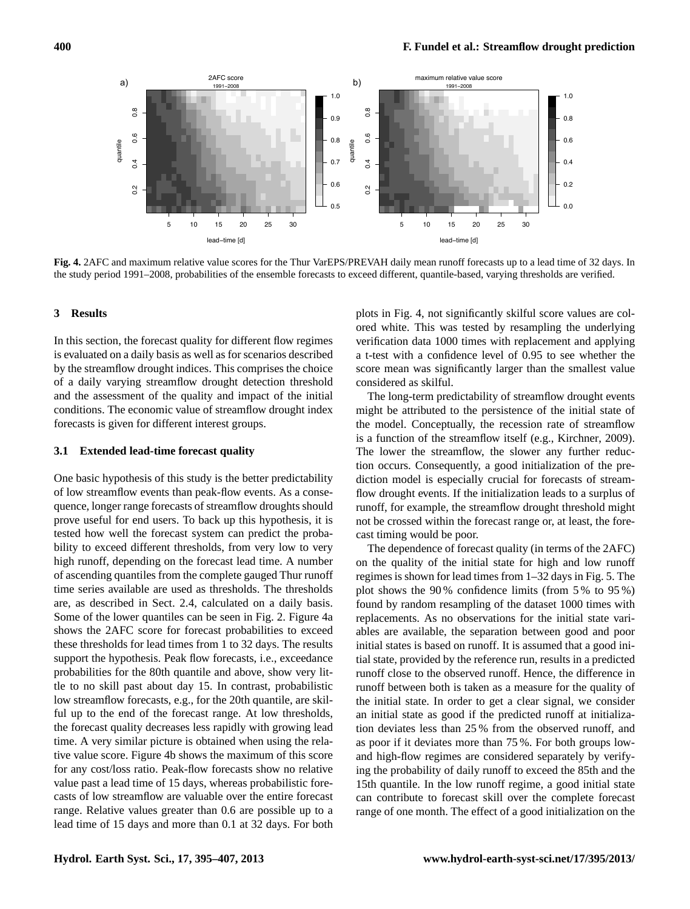**Fig. 4.** 2AFC and maximum relative value scores for the Thur VarEPS/PREVAH daily mean runoff forecasts up to a lead time of 32 days. In the study period 1991–2008, probabilities of the ensemble forecasts to exceed different, quantile-based, varying thresholds are verified.

## 3 Results

In this section, the forecast quality for different flow regimes is evaluated on a daily basis as well as for scenarios described by the streamflow drought indices. This comprises the choice of a daily varying streamflow drought detection threshold and the assessment of the quality and impact of the initial conditions. The economic value of streamflow drought index forecasts is given for different interest groups.

### 3.1 Extended lead-time forecast quality

One basic hypothesis of this study is the better predictability of low streamflow events than peak-flow events. As a consequence, longer range forecasts of streamflow droughts should prove useful for end users. To back up this hypothesis, it is tested how well the forecast system can predict the probability to exceed different thresholds, from very low to very high runoff, depending on the forecast lead time. A number of ascending quantiles from the complete gauged Thur runoff time series available are used as thresholds. The thresholds are, as described in Sect. 2.4, calculated on a daily basis. Some of the lower quantiles can be seen in Fig. 2. Figure 4a shows the 2AFC score for forecast probabilities to exceed these thresholds for lead times from 1 to 32 days. The results support the hypothesis. Peak flow forecasts, i.e., exceedance probabilities for the 80th quantile and above, show very little to no skill past about day 15. In contrast, probabilistic low streamflow forecasts, e.g., for the 20th quantile, are skilful up to the end of the forecast range. At low thresholds, the forecast quality decreases less rapidly with growing lead time. A very similar picture is obtained when using the relative value score. Figure 4b shows the maximum of this score for any cost/loss ratio. Peak-flow forecasts show no relative value past a lead time of 15 days, whereas probabilistic forecasts of low streamflow are valuable over the entire forecast range. Relative values greater than 0.6 are possible up to a lead time of 15 days and more than 0.1 at 32 days. For both plots in Fig. 4, not significantly skilful score values are colored white. This was tested by resampling the underlying verification data 1000 times with replacement and applying a t-test with a confidence level of 0.95 to see whether the score mean was significantly larger than the smallest value considered as skilful.

The long-term predictability of streamflow drought events might be attributed to the persistence of the initial state of the model. Conceptually, the recession rate of streamflow is a function of the streamflow itself (e.g., Kirchner, 2009). The lower the streamflow, the slower any further reduction occurs. Consequently, a good initialization of the prediction model is especially crucial for forecasts of streamflow drought events. If the initialization leads to a surplus of runoff, for example, the streamflow drought threshold might not be crossed within the forecast range or, at least, the forecast timing would be poor.

The dependence of forecast quality (in terms of the 2AFC) on the quality of the initial state for high and low runoff regimes is shown for lead times from 1–32 days in Fig. 5. The plot shows the 90 % confidence limits (from 5 % to 95 %) found by random resampling of the dataset 1000 times with replacements. As no observations for the initial state variables are available, the separation between good and poor initial states is based on runoff. It is assumed that a good initial state, provided by the reference run, results in a predicted runoff close to the observed runoff. Hence, the difference in runoff between both is taken as a measure for the quality of the initial state. In order to get a clear signal, we consider an initial state as good if the predicted runoff at initialization deviates less than 25 % from the observed runoff, and as poor if it deviates more than 75 %. For both groups low- and high-flow regimes are considered separately by verifying the probability of daily runoff to exceed the 85th and the 15th quantile. In the low runoff regime, a good initial state can contribute to forecast skill over the complete forecast range of one month. The effect of a good initialization on the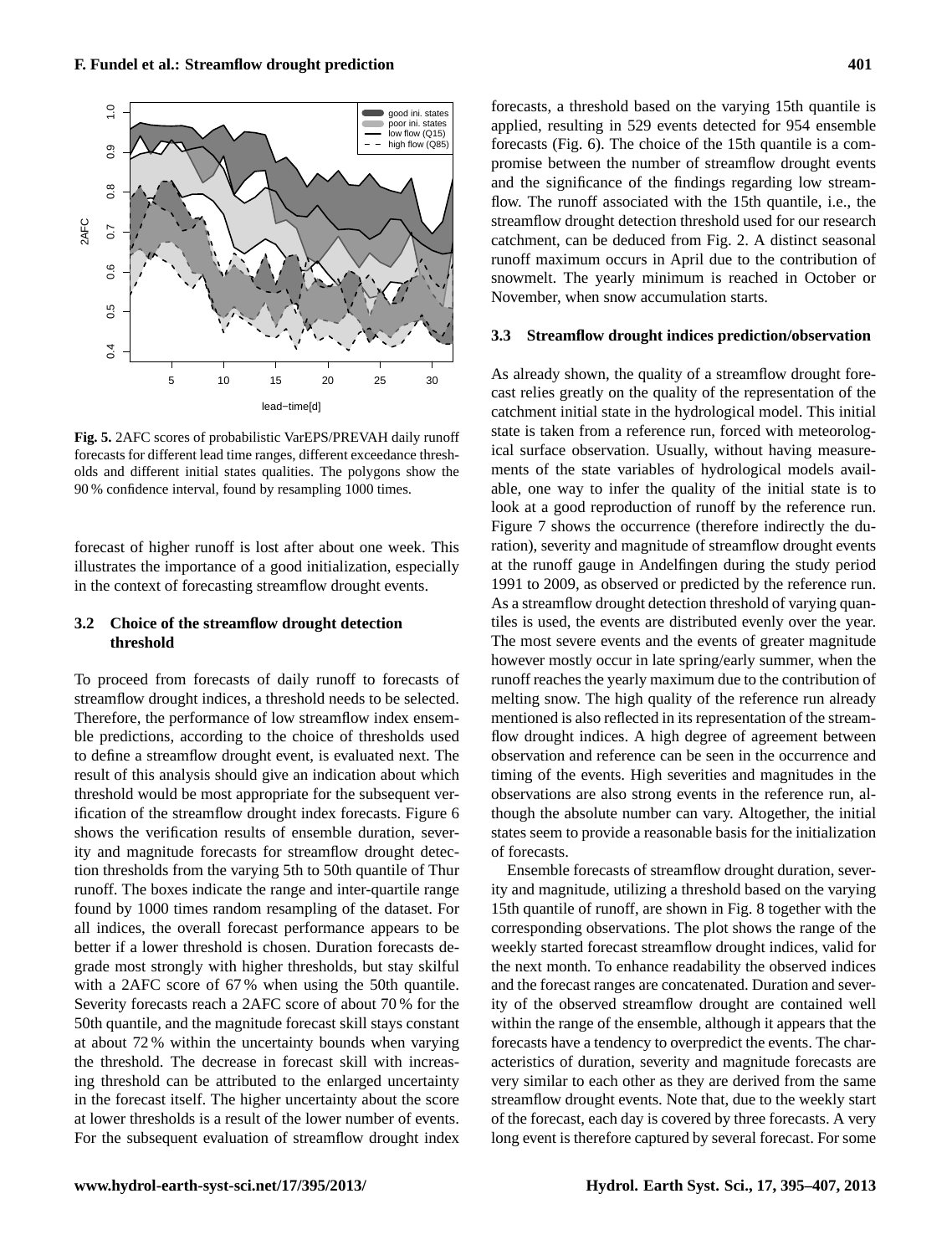**Fig. 5.** 2AFC scores of probabilistic VarEPS/PREVAH daily runoff forecasts for different lead time ranges, different exceedance thresholds and different initial states qualities. The polygons show the 90 % confidence interval, found by resampling 1000 times.

forecast of higher runoff is lost after about one week. This illustrates the importance of a good initialization, especially in the context of forecasting streamflow drought events.

### 3.2 Choice of the streamflow drought detection threshold

To proceed from forecasts of daily runoff to forecasts of streamflow drought indices, a threshold needs to be selected. Therefore, the performance of low streamflow index ensemble predictions, according to the choice of thresholds used to define a streamflow drought event, is evaluated next. The result of this analysis should give an indication about which threshold would be most appropriate for the subsequent verification of the streamflow drought index forecasts. Figure 6 shows the verification results of ensemble duration, severity and magnitude forecasts for streamflow drought detection thresholds from the varying 5th to 50th quantile of Thur runoff. The boxes indicate the range and inter-quartile range found by 1000 times random resampling of the dataset. For all indices, the overall forecast performance appears to be better if a lower threshold is chosen. Duration forecasts degrade most strongly with higher thresholds, but stay skilful with a 2AFC score of 67 % when using the 50th quantile. Severity forecasts reach a 2AFC score of about 70 % for the 50th quantile, and the magnitude forecast skill stays constant at about 72 % within the uncertainty bounds when varying the threshold. The decrease in forecast skill with increasing threshold can be attributed to the enlarged uncertainty in the forecast itself. The higher uncertainty about the score at lower thresholds is a result of the lower number of events. For the subsequent evaluation of streamflow drought index forecasts, a threshold based on the varying 15th quantile is applied, resulting in 529 events detected for 954 ensemble forecasts (Fig. 6). The choice of the 15th quantile is a compromise between the number of streamflow drought events and the significance of the findings regarding low streamflow. The runoff associated with the 15th quantile, i.e., the streamflow drought detection threshold used for our research catchment, can be deduced from Fig. 2. A distinct seasonal runoff maximum occurs in April due to the contribution of snowmelt. The yearly minimum is reached in October or November, when snow accumulation starts.

### 3.3 Streamflow drought indices prediction/observation

As already shown, the quality of a streamflow drought forecast relies greatly on the quality of the representation of the catchment initial state in the hydrological model. This initial state is taken from a reference run, forced with meteorological surface observation. Usually, without having measurements of the state variables of hydrological models available, one way to infer the quality of the initial state is to look at a good reproduction of runoff by the reference run. Figure 7 shows the occurrence (therefore indirectly the duration), severity and magnitude of streamflow drought events at the runoff gauge in Andelfingen during the study period 1991 to 2009, as observed or predicted by the reference run. As a streamflow drought detection threshold of varying quantiles is used, the events are distributed evenly over the year. The most severe events and the events of greater magnitude however mostly occur in late spring/early summer, when the runoff reaches the yearly maximum due to the contribution of melting snow. The high quality of the reference run already mentioned is also reflected in its representation of the streamflow drought indices. A high degree of agreement between observation and reference can be seen in the occurrence and timing of the events. High severities and magnitudes in the observations are also strong events in the reference run, although the absolute number can vary. Altogether, the initial states seem to provide a reasonable basis for the initialization of forecasts.

Ensemble forecasts of streamflow drought duration, severity and magnitude, utilizing a threshold based on the varying 15th quantile of runoff, are shown in Fig. 8 together with the corresponding observations. The plot shows the range of the weekly started forecast streamflow drought indices, valid for the next month. To enhance readability the observed indices and the forecast ranges are concatenated. Duration and severity of the observed streamflow drought are contained well within the range of the ensemble, although it appears that the forecasts have a tendency to overpredict the events. The characteristics of duration, severity and magnitude forecasts are very similar to each other as they are derived from the same streamflow drought events. Note that, due to the weekly start of the forecast, each day is covered by three forecasts. A very long event is therefore captured by several forecast. For some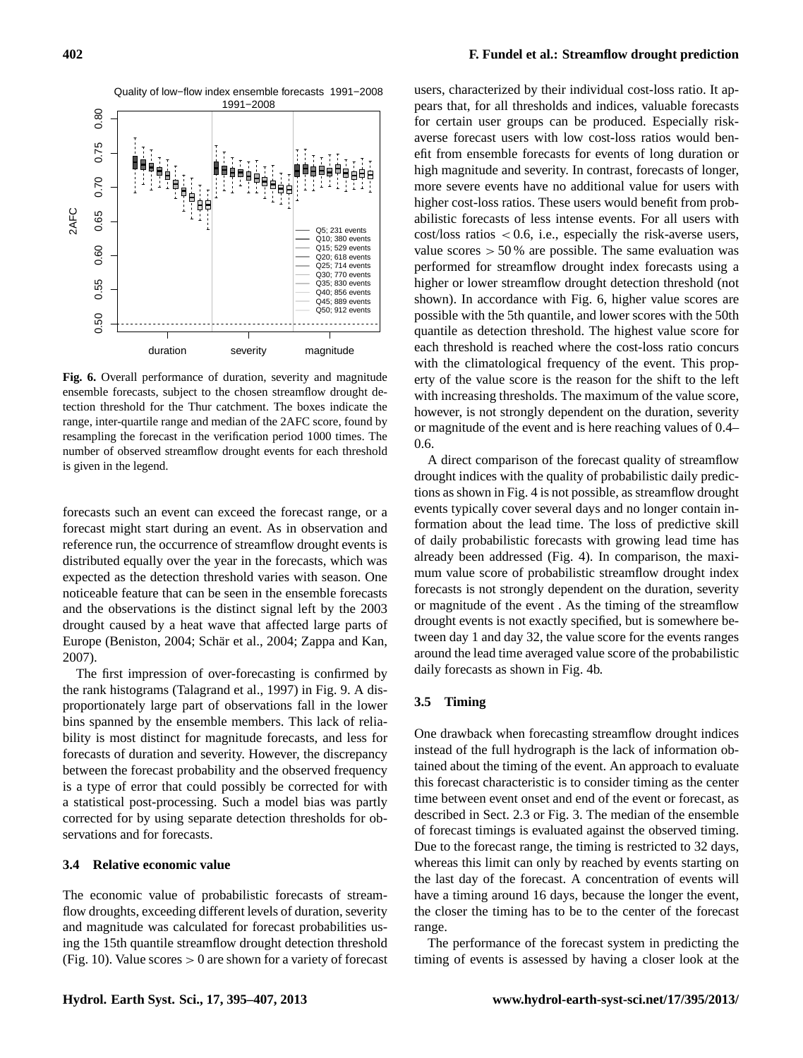**Fig. 6.** Overall performance of duration, severity and magnitude ensemble forecasts, subject to the chosen streamflow drought detection threshold for the Thur catchment. The boxes indicate the range, inter-quartile range and median of the 2AFC score, found by resampling the forecast in the verification period 1000 times. The number of observed streamflow drought events for each threshold is given in the legend.

forecasts such an event can exceed the forecast range, or a forecast might start during an event. As in observation and reference run, the occurrence of streamflow drought events is distributed equally over the year in the forecasts, which was expected as the detection threshold varies with season. One noticeable feature that can be seen in the ensemble forecasts and the observations is the distinct signal left by the 2003 drought caused by a heat wave that affected large parts of Europe (Beniston, 2004; Schär et al., 2004; Zappa and Kan, 2007).

The first impression of over-forecasting is confirmed by the rank histograms (Talagrand et al., 1997) in Fig. 9. A disproportionately large part of observations fall in the lower bins spanned by the ensemble members. This lack of reliability is most distinct for magnitude forecasts, and less for forecasts of duration and severity. However, the discrepancy between the forecast probability and the observed frequency is a type of error that could possibly be corrected for with a statistical post-processing. Such a model bias was partly corrected for by using separate detection thresholds for observations and for forecasts.

### 3.4 Relative economic value

The economic value of probabilistic forecasts of streamflow droughts, exceeding different levels of duration, severity and magnitude was calculated for forecast probabilities using the 15th quantile streamflow drought detection threshold (Fig. 10). Value scores $> 0$ are shown for a variety of forecast users, characterized by their individual cost-loss ratio. It appears that, for all thresholds and indices, valuable forecasts for certain user groups can be produced. Especially risk-averse forecast users with low cost-loss ratios would benefit from ensemble forecasts for events of long duration or high magnitude and severity. In contrast, forecasts of longer, more severe events have no additional value for users with higher cost-loss ratios. These users would benefit from probabilistic forecasts of less intense events. For all users with cost/loss ratios $< 0.6$, i.e., especially the risk-averse users, value scores $> 50\,\%$ are possible. The same evaluation was performed for streamflow drought index forecasts using a higher or lower streamflow drought detection threshold (not shown). In accordance with Fig. 6, higher value scores are possible with the 5th quantile, and lower scores with the 50th quantile as detection threshold. The highest value score for each threshold is reached where the cost-loss ratio concurs with the climatological frequency of the event. This property of the value score is the reason for the shift to the left with increasing thresholds. The maximum of the value score, however, is not strongly dependent on the duration, severity or magnitude of the event and is here reaching values of 0.4–0.6.

A direct comparison of the forecast quality of streamflow drought indices with the quality of probabilistic daily predictions as shown in Fig. 4 is not possible, as streamflow drought events typically cover several days and no longer contain information about the lead time. The loss of predictive skill of daily probabilistic forecasts with growing lead time has already been addressed (Fig. 4). In comparison, the maximum value score of probabilistic streamflow drought index forecasts is not strongly dependent on the duration, severity or magnitude of the event . As the timing of the streamflow drought events is not exactly specified, but is somewhere between day 1 and day 32, the value score for the events ranges around the lead time averaged value score of the probabilistic daily forecasts as shown in Fig. 4b.

### 3.5 Timing

One drawback when forecasting streamflow drought indices instead of the full hydrograph is the lack of information obtained about the timing of the event. An approach to evaluate this forecast characteristic is to consider timing as the center time between event onset and end of the event or forecast, as described in Sect. 2.3 or Fig. 3. The median of the ensemble of forecast timings is evaluated against the observed timing. Due to the forecast range, the timing is restricted to 32 days, whereas this limit can only by reached by events starting on the last day of the forecast. A concentration of events will have a timing around 16 days, because the longer the event, the closer the timing has to be to the center of the forecast range.

The performance of the forecast system in predicting the timing of events is assessed by having a closer look at the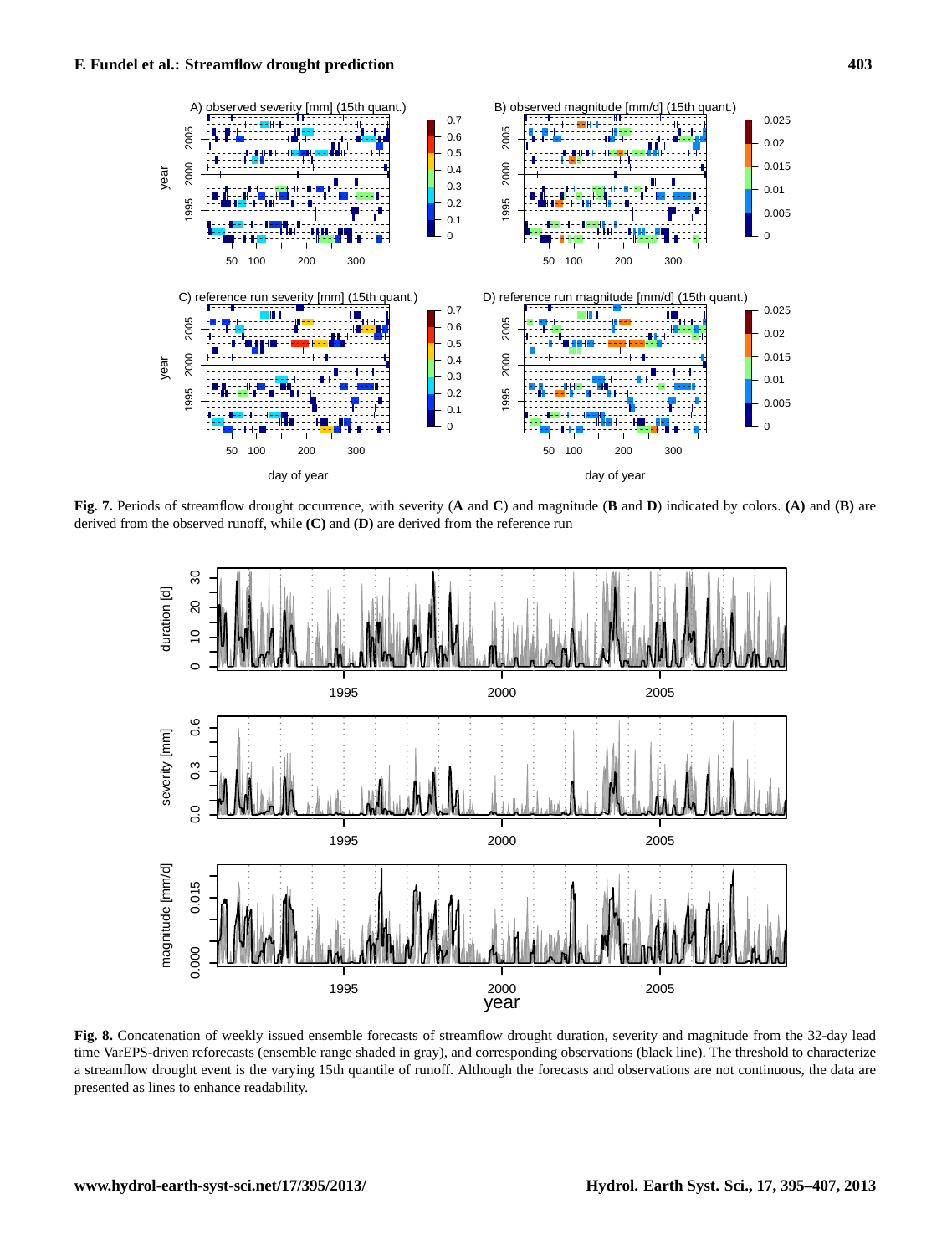**Fig. 7.** Periods of streamflow drought occurrence, with severity (**A** and **C**) and magnitude (**B** and **D**) indicated by colors. **(A)** and **(B)** are derived from the observed runoff, while **(C)** and **(D)** are derived from the reference run

**Fig. 8.** Concatenation of weekly issued ensemble forecasts of streamflow drought duration, severity and magnitude from the 32-day lead time VarEPS-driven reforecasts (ensemble range shaded in gray), and corresponding observations (black line). The threshold to characterize a streamflow drought event is the varying 15th quantile of runoff. Although the forecasts and observations are not continuous, the data are presented as lines to enhance readability.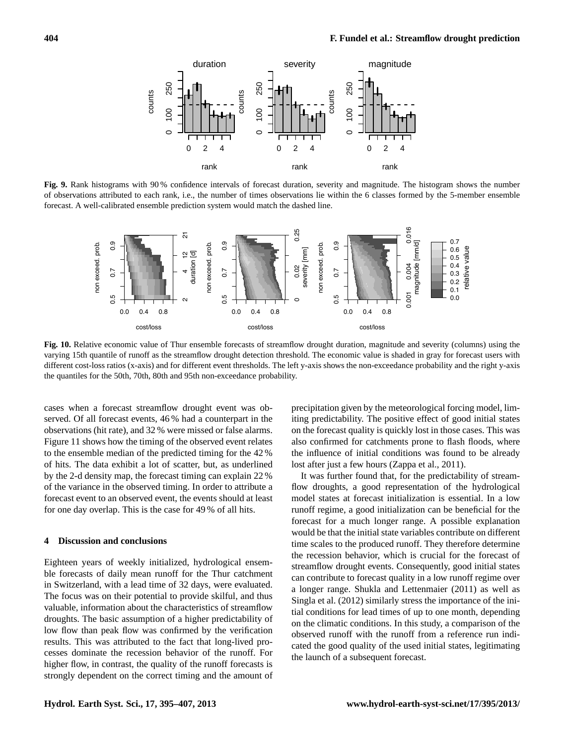**Fig. 9.** Rank histograms with 90 % confidence intervals of forecast duration, severity and magnitude. The histogram shows the number of observations attributed to each rank, i.e., the number of times observations lie within the 6 classes formed by the 5-member ensemble forecast. A well-calibrated ensemble prediction system would match the dashed line.

**Fig. 10.** Relative economic value of Thur ensemble forecasts of streamflow drought duration, magnitude and severity (columns) using the varying 15th quantile of runoff as the streamflow drought detection threshold. The economic value is shaded in gray for forecast users with different cost-loss ratios (x-axis) and for different event thresholds. The left y-axis shows the non-exceedance probability and the right y-axis the quantiles for the 50th, 70th, 80th and 95th non-exceedance probability.

cases when a forecast streamflow drought event was observed. Of all forecast events, 46 % had a counterpart in the observations (hit rate), and 32 % were missed or false alarms. Figure 11 shows how the timing of the observed event relates to the ensemble median of the predicted timing for the 42 % of hits. The data exhibit a lot of scatter, but, as underlined by the 2-d density map, the forecast timing can explain 22 % of the variance in the observed timing. In order to attribute a forecast event to an observed event, the events should at least for one day overlap. This is the case for 49 % of all hits.

## 4 Discussion and conclusions

Eighteen years of weekly initialized, hydrological ensemble forecasts of daily mean runoff for the Thur catchment in Switzerland, with a lead time of 32 days, were evaluated. The focus was on their potential to provide skilful, and thus valuable, information about the characteristics of streamflow droughts. The basic assumption of a higher predictability of low flow than peak flow was confirmed by the verification results. This was attributed to the fact that long-lived processes dominate the recession behavior of the runoff. For higher flow, in contrast, the quality of the runoff forecasts is strongly dependent on the correct timing and the amount of precipitation given by the meteorological forcing model, limiting predictability. The positive effect of good initial states on the forecast quality is quickly lost in those cases. This was also confirmed for catchments prone to flash floods, where the influence of initial conditions was found to be already lost after just a few hours (Zappa et al., 2011).

It was further found that, for the predictability of streamflow droughts, a good representation of the hydrological model states at forecast initialization is essential. In a low runoff regime, a good initialization can be beneficial for the forecast for a much longer range. A possible explanation would be that the initial state variables contribute on different time scales to the produced runoff. They therefore determine the recession behavior, which is crucial for the forecast of streamflow drought events. Consequently, good initial states can contribute to forecast quality in a low runoff regime over a longer range. Shukla and Lettenmaier (2011) as well as Singla et al. (2012) similarly stress the importance of the initial conditions for lead times of up to one month, depending on the climatic conditions. In this study, a comparison of the observed runoff with the runoff from a reference run indicated the good quality of the used initial states, legitimating the launch of a subsequent forecast.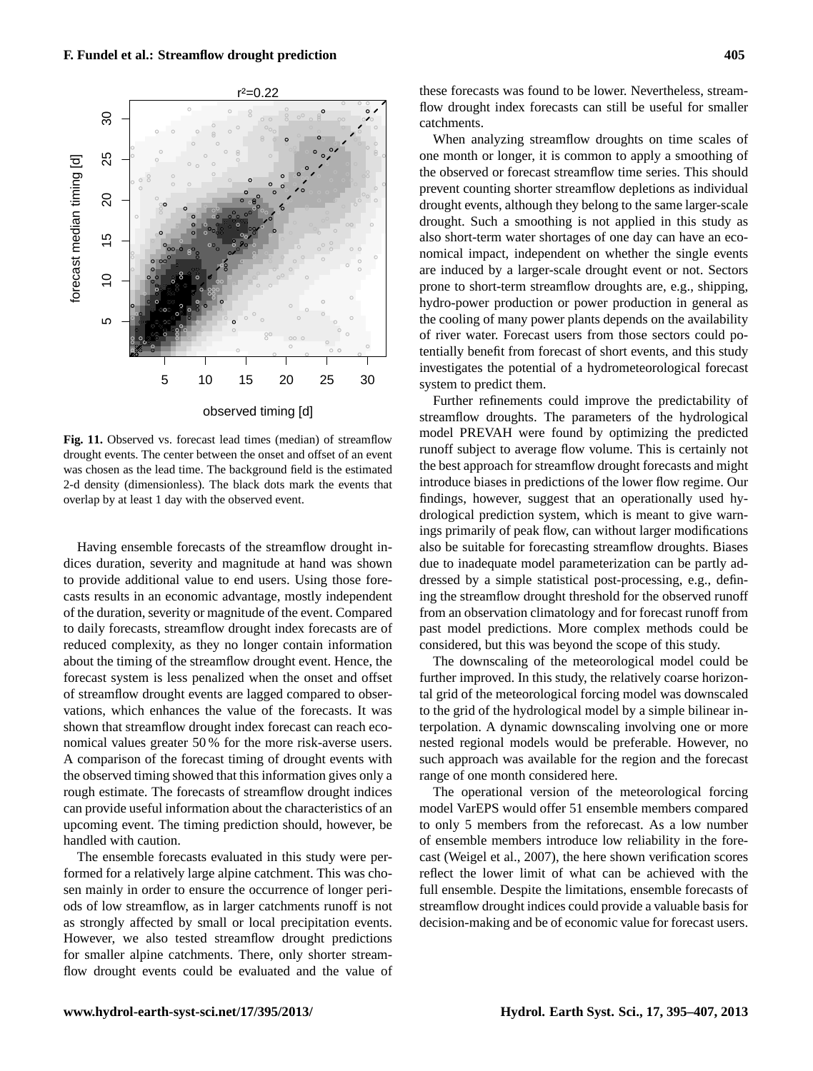**Fig. 11.** Observed vs. forecast lead times (median) of streamflow drought events. The center between the onset and offset of an event was chosen as the lead time. The background field is the estimated 2-d density (dimensionless). The black dots mark the events that overlap by at least 1 day with the observed event.

Having ensemble forecasts of the streamflow drought indices duration, severity and magnitude at hand was shown to provide additional value to end users. Using those forecasts results in an economic advantage, mostly independent of the duration, severity or magnitude of the event. Compared to daily forecasts, streamflow drought index forecasts are of reduced complexity, as they no longer contain information about the timing of the streamflow drought event. Hence, the forecast system is less penalized when the onset and offset of streamflow drought events are lagged compared to observations, which enhances the value of the forecasts. It was shown that streamflow drought index forecast can reach economical values greater 50 % for the more risk-averse users. A comparison of the forecast timing of drought events with the observed timing showed that this information gives only a rough estimate. The forecasts of streamflow drought indices can provide useful information about the characteristics of an upcoming event. The timing prediction should, however, be handled with caution.

The ensemble forecasts evaluated in this study were performed for a relatively large alpine catchment. This was chosen mainly in order to ensure the occurrence of longer periods of low streamflow, as in larger catchments runoff is not as strongly affected by small or local precipitation events. However, we also tested streamflow drought predictions for smaller alpine catchments. There, only shorter streamflow drought events could be evaluated and the value of these forecasts was found to be lower. Nevertheless, streamflow drought index forecasts can still be useful for smaller catchments.

When analyzing streamflow droughts on time scales of one month or longer, it is common to apply a smoothing of the observed or forecast streamflow time series. This should prevent counting shorter streamflow depletions as individual drought events, although they belong to the same larger-scale drought. Such a smoothing is not applied in this study as also short-term water shortages of one day can have an economical impact, independent on whether the single events are induced by a larger-scale drought event or not. Sectors prone to short-term streamflow droughts are, e.g., shipping, hydro-power production or power production in general as the cooling of many power plants depends on the availability of river water. Forecast users from those sectors could potentially benefit from forecast of short events, and this study investigates the potential of a hydrometeorological forecast system to predict them.

Further refinements could improve the predictability of streamflow droughts. The parameters of the hydrological model PREVAH were found by optimizing the predicted runoff subject to average flow volume. This is certainly not the best approach for streamflow drought forecasts and might introduce biases in predictions of the lower flow regime. Our findings, however, suggest that an operationally used hydrological prediction system, which is meant to give warnings primarily of peak flow, can without larger modifications also be suitable for forecasting streamflow droughts. Biases due to inadequate model parameterization can be partly addressed by a simple statistical post-processing, e.g., defining the streamflow drought threshold for the observed runoff from an observation climatology and for forecast runoff from past model predictions. More complex methods could be considered, but this was beyond the scope of this study.

The downscaling of the meteorological model could be further improved. In this study, the relatively coarse horizontal grid of the meteorological forcing model was downscaled to the grid of the hydrological model by a simple bilinear interpolation. A dynamic downscaling involving one or more nested regional models would be preferable. However, no such approach was available for the region and the forecast range of one month considered here.

The operational version of the meteorological forcing model VarEPS would offer 51 ensemble members compared to only 5 members from the reforecast. As a low number of ensemble members introduce low reliability in the forecast (Weigel et al., 2007), the here shown verification scores reflect the lower limit of what can be achieved with the full ensemble. Despite the limitations, ensemble forecasts of streamflow drought indices could provide a valuable basis for decision-making and be of economic value for forecast users.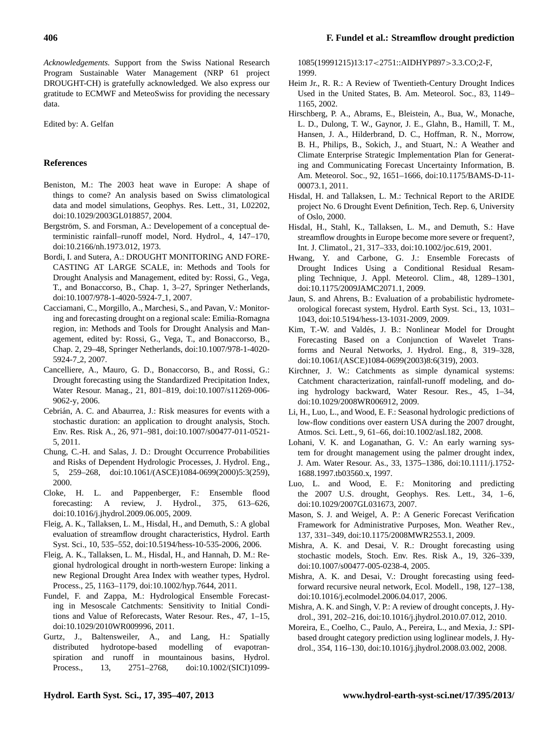*Acknowledgements.* Support from the Swiss National Research Program Sustainable Water Management (NRP 61 project DROUGHT-CH) is gratefully acknowledged. We also express our gratitude to ECMWF and MeteoSwiss for providing the necessary data.

Edited by: A. Gelfan

## References

Beniston, M.: The 2003 heat wave in Europe: A shape of things to come? An analysis based on Swiss climatological data and model simulations, Geophys. Res. Lett., 31, L02202, doi:10.1029/2003GL018857, 2004.

Bergström, S. and Forsman, A.: Developement of a conceptual deterministic rainfall–runoff model, Nord. Hydrol., 4, 147–170, doi:10.2166/nh.1973.012, 1973.

Bordi, I. and Sutera, A.: DROUGHT MONITORING AND FORECASTING AT LARGE SCALE, in: Methods and Tools for Drought Analysis and Management, edited by: Rossi, G., Vega, T., and Bonaccorso, B., Chap. 1, 3–27, Springer Netherlands, doi:10.1007/978-1-4020-5924-7_1, 2007.

Cacciamani, C., Morgillo, A., Marchesi, S., and Pavan, V.: Monitoring and forecasting drought on a regional scale: Emilia-Romagna region, in: Methods and Tools for Drought Analysis and Management, edited by: Rossi, G., Vega, T., and Bonaccorso, B., Chap. 2, 29–48, Springer Netherlands, doi:10.1007/978-1-4020-5924-7_2, 2007.

Cancelliere, A., Mauro, G. D., Bonaccorso, B., and Rossi, G.: Drought forecasting using the Standardized Precipitation Index, Water Resour. Manag., 21, 801–819, doi:10.1007/s11269-006-9062-y, 2006.

Cebrián, A. C. and Abaurrea, J.: Risk measures for events with a stochastic duration: an application to drought analysis, Stoch. Env. Res. Risk A., 26, 971–981, doi:10.1007/s00477-011-0521-5, 2011.

Chung, C.-H. and Salas, J. D.: Drought Occurrence Probabilities and Risks of Dependent Hydrologic Processes, J. Hydrol. Eng., 5, 259–268, doi:10.1061/(ASCE)1084-0699(2000)5:3(259), 2000.

Cloke, H. L. and Pappenberger, F.: Ensemble flood forecasting: A review, J. Hydrol., 375, 613–626, doi:10.1016/j.jhydrol.2009.06.005, 2009.

Fleig, A. K., Tallaksen, L. M., Hisdal, H., and Demuth, S.: A global evaluation of streamflow drought characteristics, Hydrol. Earth Syst. Sci., 10, 535–552, doi:10.5194/hess-10-535-2006, 2006.

Fleig, A. K., Tallaksen, L. M., Hisdal, H., and Hannah, D. M.: Regional hydrological drought in north-western Europe: linking a new Regional Drought Area Index with weather types, Hydrol. Process., 25, 1163–1179, doi:10.1002/hyp.7644, 2011.

Fundel, F. and Zappa, M.: Hydrological Ensemble Forecasting in Mesoscale Catchments: Sensitivity to Initial Conditions and Value of Reforecasts, Water Resour. Res., 47, 1–15, doi:10.1029/2010WR009996, 2011.

Gurtz, J., Baltensweiler, A., and Lang, H.: Spatially distributed hydrotope-based modelling of evapotranspiration and runoff in mountainous basins, Hydrol. Process., 13, 2751–2768, doi:10.1002/(SICI)1099-1085(19991215)13:17<2751::AIDHYP897>3.3.CO;2-F, 1999.

Heim Jr., R. R.: A Review of Twentieth-Century Drought Indices Used in the United States, B. Am. Meteorol. Soc., 83, 1149–1165, 2002.

Hirschberg, P. A., Abrams, E., Bleistein, A., Bua, W., Monache, L. D., Dulong, T. W., Gaynor, J. E., Glahn, B., Hamill, T. M., Hansen, J. A., Hilderbrand, D. C., Hoffman, R. N., Morrow, B. H., Philips, B., Sokich, J., and Stuart, N.: A Weather and Climate Enterprise Strategic Implementation Plan for Generating and Communicating Forecast Uncertainty Information, B. Am. Meteorol. Soc., 92, 1651–1666, doi:10.1175/BAMS-D-11-00073.1, 2011.

Hisdal, H. and Tallaksen, L. M.: Technical Report to the ARIDE project No. 6 Drought Event Definition, Tech. Rep. 6, University of Oslo, 2000.

Hisdal, H., Stahl, K., Tallaksen, L. M., and Demuth, S.: Have streamflow droughts in Europe become more severe or frequent?, Int. J. Climatol., 21, 317–333, doi:10.1002/joc.619, 2001.

Hwang, Y. and Carbone, G. J.: Ensemble Forecasts of Drought Indices Using a Conditional Residual Resampling Technique, J. Appl. Meteorol. Clim., 48, 1289–1301, doi:10.1175/2009JAMC2071.1, 2009.

Jaun, S. and Ahrens, B.: Evaluation of a probabilistic hydrometeorological forecast system, Hydrol. Earth Syst. Sci., 13, 1031–1043, doi:10.5194/hess-13-1031-2009, 2009.

Kim, T.-W. and Valdés, J. B.: Nonlinear Model for Drought Forecasting Based on a Conjunction of Wavelet Transforms and Neural Networks, J. Hydrol. Eng., 8, 319–328, doi:10.1061/(ASCE)1084-0699(2003)8:6(319), 2003.

Kirchner, J. W.: Catchments as simple dynamical systems: Catchment characterization, rainfall-runoff modeling, and doing hydrology backward, Water Resour. Res., 45, 1–34, doi:10.1029/2008WR006912, 2009.

Li, H., Luo, L., and Wood, E. F.: Seasonal hydrologic predictions of low-flow conditions over eastern USA during the 2007 drought, Atmos. Sci. Lett., 9, 61–66, doi:10.1002/asl.182, 2008.

Lohani, V. K. and Loganathan, G. V.: An early warning system for drought management using the palmer drought index, J. Am. Water Resour. As., 33, 1375–1386, doi:10.1111/j.1752-1688.1997.tb03560.x, 1997.

Luo, L. and Wood, E. F.: Monitoring and predicting the 2007 U.S. drought, Geophys. Res. Lett., 34, 1–6, doi:10.1029/2007GL031673, 2007.

Mason, S. J. and Weigel, A. P.: A Generic Forecast Verification Framework for Administrative Purposes, Mon. Weather Rev., 137, 331–349, doi:10.1175/2008MWR2553.1, 2009.

Mishra, A. K. and Desai, V. R.: Drought forecasting using stochastic models, Stoch. Env. Res. Risk A., 19, 326–339, doi:10.1007/s00477-005-0238-4, 2005.

Mishra, A. K. and Desai, V.: Drought forecasting using feed-forward recursive neural network, Ecol. Modell., 198, 127–138, doi:10.1016/j.ecolmodel.2006.04.017, 2006.

Mishra, A. K. and Singh, V. P.: A review of drought concepts, J. Hydrol., 391, 202–216, doi:10.1016/j.jhydrol.2010.07.012, 2010.

Moreira, E., Coelho, C., Paulo, A., Pereira, L., and Mexia, J.: SPI-based drought category prediction using loglinear models, J. Hydrol., 354, 116–130, doi:10.1016/j.jhydrol.2008.03.002, 2008.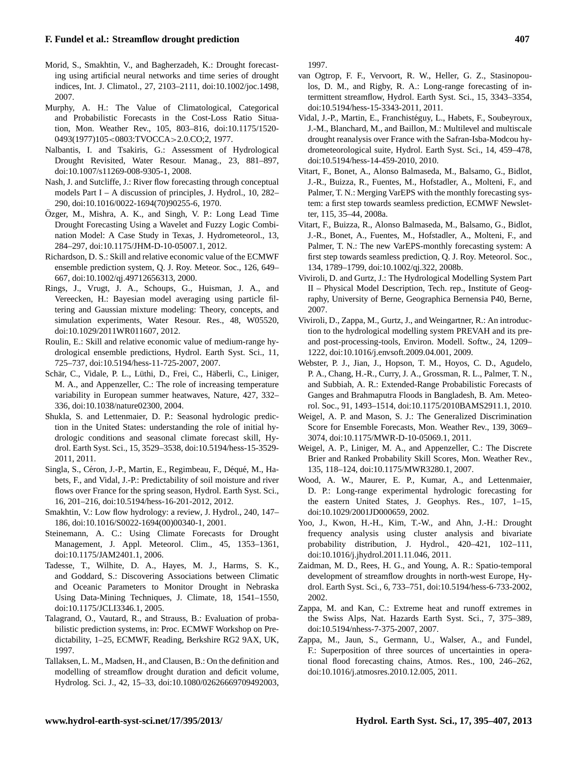Morid, S., Smakhtin, V., and Bagherzadeh, K.: Drought forecasting using artificial neural networks and time series of drought indices, Int. J. Climatol., 27, 2103–2111, doi:10.1002/joc.1498, 2007.

Murphy, A. H.: The Value of Climatological, Categorical and Probabilistic Forecasts in the Cost-Loss Ratio Situation, Mon. Weather Rev., 105, 803–816, doi:10.1175/1520-0493(1977)105<0803:TVOCCA>2.0.CO;2, 1977.

Nalbantis, I. and Tsakiris, G.: Assessment of Hydrological Drought Revisited, Water Resour. Manag., 23, 881–897, doi:10.1007/s11269-008-9305-1, 2008.

Nash, J. and Sutcliffe, J.: River flow forecasting through conceptual models Part I – A discussion of principles, J. Hydrol., 10, 282–290, doi:10.1016/0022-1694(70)90255-6, 1970.

Özger, M., Mishra, A. K., and Singh, V. P.: Long Lead Time Drought Forecasting Using a Wavelet and Fuzzy Logic Combination Model: A Case Study in Texas, J. Hydrometeorol., 13, 284–297, doi:10.1175/JHM-D-10-05007.1, 2012.

Richardson, D. S.: Skill and relative economic value of the ECMWF ensemble prediction system, Q. J. Roy. Meteor. Soc., 126, 649–667, doi:10.1002/qj.49712656313, 2000.

Rings, J., Vrugt, J. A., Schoups, G., Huisman, J. A., and Vereecken, H.: Bayesian model averaging using particle filtering and Gaussian mixture modeling: Theory, concepts, and simulation experiments, Water Resour. Res., 48, W05520, doi:10.1029/2011WR011607, 2012.

Roulin, E.: Skill and relative economic value of medium-range hydrological ensemble predictions, Hydrol. Earth Syst. Sci., 11, 725–737, doi:10.5194/hess-11-725-2007, 2007.

Schär, C., Vidale, P. L., Lüthi, D., Frei, C., Häberli, C., Liniger, M. A., and Appenzeller, C.: The role of increasing temperature variability in European summer heatwaves, Nature, 427, 332–336, doi:10.1038/nature02300, 2004.

Shukla, S. and Lettenmaier, D. P.: Seasonal hydrologic prediction in the United States: understanding the role of initial hydrologic conditions and seasonal climate forecast skill, Hydrol. Earth Syst. Sci., 15, 3529–3538, doi:10.5194/hess-15-3529-2011, 2011.

Singla, S., Céron, J.-P., Martin, E., Regimbeau, F., Déqué, M., Habets, F., and Vidal, J.-P.: Predictability of soil moisture and river flows over France for the spring season, Hydrol. Earth Syst. Sci., 16, 201–216, doi:10.5194/hess-16-201-2012, 2012.

Smakhtin, V.: Low flow hydrology: a review, J. Hydrol., 240, 147–186, doi:10.1016/S0022-1694(00)00340-1, 2001.

Steinemann, A. C.: Using Climate Forecasts for Drought Management, J. Appl. Meteorol. Clim., 45, 1353–1361, doi:10.1175/JAM2401.1, 2006.

Tadesse, T., Wilhite, D. A., Hayes, M. J., Harms, S. K., and Goddard, S.: Discovering Associations between Climatic and Oceanic Parameters to Monitor Drought in Nebraska Using Data-Mining Techniques, J. Climate, 18, 1541–1550, doi:10.1175/JCLI3346.1, 2005.

Talagrand, O., Vautard, R., and Strauss, B.: Evaluation of probabilistic prediction systems, in: Proc. ECMWF Workshop on Predictability, 1–25, ECMWF, Reading, Berkshire RG2 9AX, UK, 1997.

Tallaksen, L. M., Madsen, H., and Clausen, B.: On the definition and modelling of streamflow drought duration and deficit volume, Hydrolog. Sci. J., 42, 15–33, doi:10.1080/02626669709492003, 1997.

van Ogtrop, F. F., Vervoort, R. W., Heller, G. Z., Stasinopoulos, D. M., and Rigby, R. A.: Long-range forecasting of intermittent streamflow, Hydrol. Earth Syst. Sci., 15, 3343–3354, doi:10.5194/hess-15-3343-2011, 2011.

Vidal, J.-P., Martin, E., Franchistéguy, L., Habets, F., Soubeyroux, J.-M., Blanchard, M., and Baillon, M.: Multilevel and multiscale drought reanalysis over France with the Safran-Isba-Modcou hydrometeorological suite, Hydrol. Earth Syst. Sci., 14, 459–478, doi:10.5194/hess-14-459-2010, 2010.

Vitart, F., Bonet, A., Alonso Balmaseda, M., Balsamo, G., Bidlot, J.-R., Buizza, R., Fuentes, M., Hofstadler, A., Molteni, F., and Palmer, T. N.: Merging VarEPS with the monthly forecasting system: a first step towards seamless prediction, ECMWF Newsletter, 115, 35–44, 2008a.

Vitart, F., Buizza, R., Alonso Balmaseda, M., Balsamo, G., Bidlot, J.-R., Bonet, A., Fuentes, M., Hofstadler, A., Molteni, F., and Palmer, T. N.: The new VarEPS-monthly forecasting system: A first step towards seamless prediction, Q. J. Roy. Meteorol. Soc., 134, 1789–1799, doi:10.1002/qj.322, 2008b.

Viviroli, D. and Gurtz, J.: The Hydrological Modelling System Part II – Physical Model Description, Tech. rep., Institute of Geography, University of Berne, Geographica Bernensia P40, Berne, 2007.

Viviroli, D., Zappa, M., Gurtz, J., and Weingartner, R.: An introduction to the hydrological modelling system PREVAH and its pre- and post-processing-tools, Environ. Modell. Softw., 24, 1209–1222, doi:10.1016/j.envsoft.2009.04.001, 2009.

Webster, P. J., Jian, J., Hopson, T. M., Hoyos, C. D., Agudelo, P. A., Chang, H.-R., Curry, J. A., Grossman, R. L., Palmer, T. N., and Subbiah, A. R.: Extended-Range Probabilistic Forecasts of Ganges and Brahmaputra Floods in Bangladesh, B. Am. Meteorol. Soc., 91, 1493–1514, doi:10.1175/2010BAMS2911.1, 2010.

Weigel, A. P. and Mason, S. J.: The Generalized Discrimination Score for Ensemble Forecasts, Mon. Weather Rev., 139, 3069–3074, doi:10.1175/MWR-D-10-05069.1, 2011.

Weigel, A. P., Liniger, M. A., and Appenzeller, C.: The Discrete Brier and Ranked Probability Skill Scores, Mon. Weather Rev., 135, 118–124, doi:10.1175/MWR3280.1, 2007.

Wood, A. W., Maurer, E. P., Kumar, A., and Lettenmaier, D. P.: Long-range experimental hydrologic forecasting for the eastern United States, J. Geophys. Res., 107, 1–15, doi:10.1029/2001JD000659, 2002.

Yoo, J., Kwon, H.-H., Kim, T.-W., and Ahn, J.-H.: Drought frequency analysis using cluster analysis and bivariate probability distribution, J. Hydrol., 420–421, 102–111, doi:10.1016/j.jhydrol.2011.11.046, 2011.

Zaidman, M. D., Rees, H. G., and Young, A. R.: Spatio-temporal development of streamflow droughts in north-west Europe, Hydrol. Earth Syst. Sci., 6, 733–751, doi:10.5194/hess-6-733-2002, 2002.

Zappa, M. and Kan, C.: Extreme heat and runoff extremes in the Swiss Alps, Nat. Hazards Earth Syst. Sci., 7, 375–389, doi:10.5194/nhess-7-375-2007, 2007.

Zappa, M., Jaun, S., Germann, U., Walser, A., and Fundel, F.: Superposition of three sources of uncertainties in operational flood forecasting chains, Atmos. Res., 100, 246–262, doi:10.1016/j.atmosres.2010.12.005, 2011.